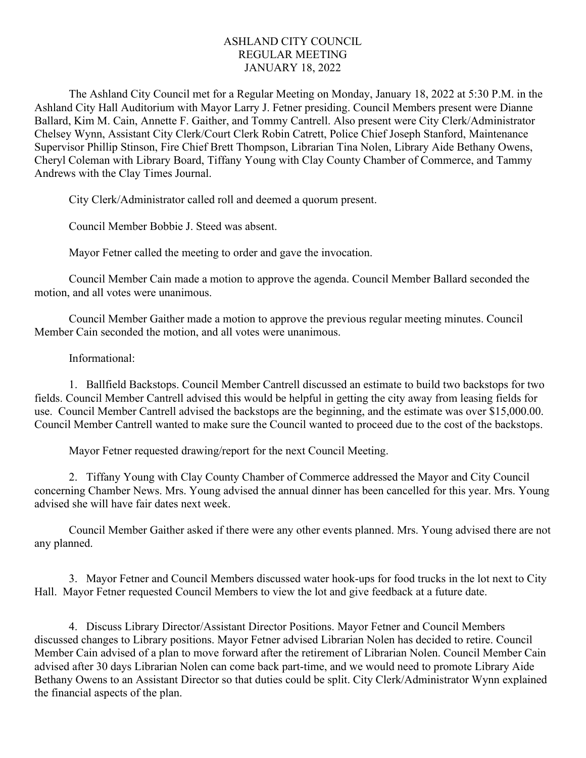# ASHLAND CITY COUNCIL
# REGULAR MEETING
# JANUARY 18, 2022

The Ashland City Council met for a Regular Meeting on Monday, January 18, 2022 at 5:30 P.M. in the Ashland City Hall Auditorium with Mayor Larry J. Fetner presiding. Council Members present were Dianne Ballard, Kim M. Cain, Annette F. Gaither, and Tommy Cantrell. Also present were City Clerk/Administrator Chelsey Wynn, Assistant City Clerk/Court Clerk Robin Catrett, Police Chief Joseph Stanford, Maintenance Supervisor Phillip Stinson, Fire Chief Brett Thompson, Librarian Tina Nolen, Library Aide Bethany Owens, Cheryl Coleman with Library Board, Tiffany Young with Clay County Chamber of Commerce, and Tammy Andrews with the Clay Times Journal.

City Clerk/Administrator called roll and deemed a quorum present.

Council Member Bobbie J. Steed was absent.

Mayor Fetner called the meeting to order and gave the invocation.

Council Member Cain made a motion to approve the agenda. Council Member Ballard seconded the motion, and all votes were unanimous.

Council Member Gaither made a motion to approve the previous regular meeting minutes. Council Member Cain seconded the motion, and all votes were unanimous.

Informational:

1. Ballfield Backstops. Council Member Cantrell discussed an estimate to build two backstops for two fields. Council Member Cantrell advised this would be helpful in getting the city away from leasing fields for use. Council Member Cantrell advised the backstops are the beginning, and the estimate was over $15,000.00. Council Member Cantrell wanted to make sure the Council wanted to proceed due to the cost of the backstops.

Mayor Fetner requested drawing/report for the next Council Meeting.

2. Tiffany Young with Clay County Chamber of Commerce addressed the Mayor and City Council concerning Chamber News. Mrs. Young advised the annual dinner has been cancelled for this year. Mrs. Young advised she will have fair dates next week.

Council Member Gaither asked if there were any other events planned. Mrs. Young advised there are not any planned.

3. Mayor Fetner and Council Members discussed water hook-ups for food trucks in the lot next to City Hall. Mayor Fetner requested Council Members to view the lot and give feedback at a future date.

4. Discuss Library Director/Assistant Director Positions. Mayor Fetner and Council Members discussed changes to Library positions. Mayor Fetner advised Librarian Nolen has decided to retire. Council Member Cain advised of a plan to move forward after the retirement of Librarian Nolen. Council Member Cain advised after 30 days Librarian Nolen can come back part-time, and we would need to promote Library Aide Bethany Owens to an Assistant Director so that duties could be split. City Clerk/Administrator Wynn explained the financial aspects of the plan.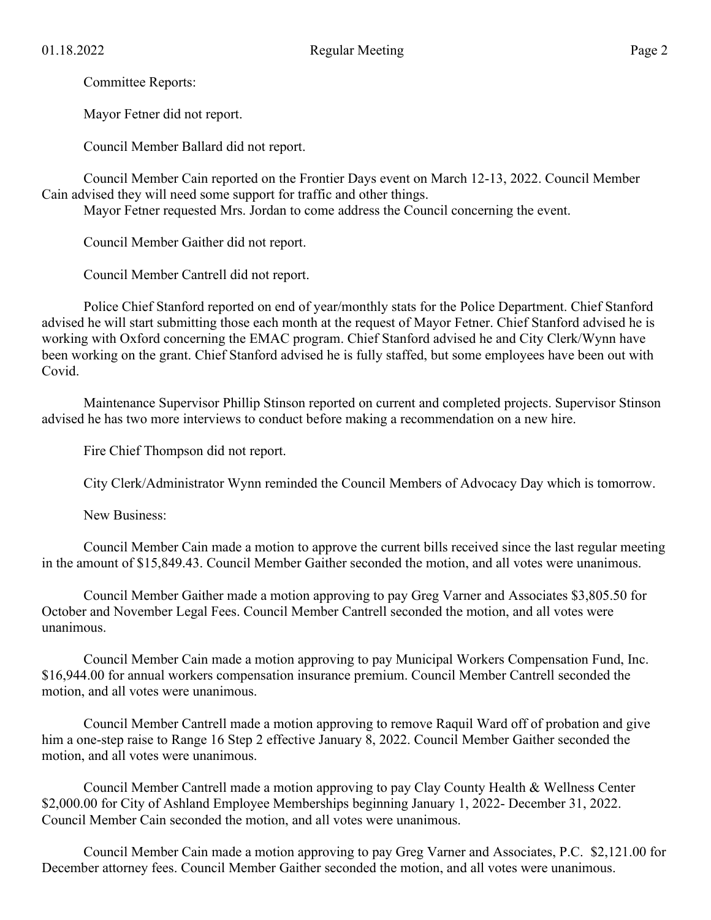Committee Reports:

Mayor Fetner did not report.

Council Member Ballard did not report.

Council Member Cain reported on the Frontier Days event on March 12-13, 2022. Council Member Cain advised they will need some support for traffic and other things.

Mayor Fetner requested Mrs. Jordan to come address the Council concerning the event.

Council Member Gaither did not report.

Council Member Cantrell did not report.

Police Chief Stanford reported on end of year/monthly stats for the Police Department. Chief Stanford advised he will start submitting those each month at the request of Mayor Fetner. Chief Stanford advised he is working with Oxford concerning the EMAC program. Chief Stanford advised he and City Clerk/Wynn have been working on the grant. Chief Stanford advised he is fully staffed, but some employees have been out with Covid.

Maintenance Supervisor Phillip Stinson reported on current and completed projects. Supervisor Stinson advised he has two more interviews to conduct before making a recommendation on a new hire.

Fire Chief Thompson did not report.

City Clerk/Administrator Wynn reminded the Council Members of Advocacy Day which is tomorrow.

New Business:

Council Member Cain made a motion to approve the current bills received since the last regular meeting in the amount of $15,849.43. Council Member Gaither seconded the motion, and all votes were unanimous.

Council Member Gaither made a motion approving to pay Greg Varner and Associates $3,805.50 for October and November Legal Fees. Council Member Cantrell seconded the motion, and all votes were unanimous.

Council Member Cain made a motion approving to pay Municipal Workers Compensation Fund, Inc. $16,944.00 for annual workers compensation insurance premium. Council Member Cantrell seconded the motion, and all votes were unanimous.

Council Member Cantrell made a motion approving to remove Raquil Ward off of probation and give him a one-step raise to Range 16 Step 2 effective January 8, 2022. Council Member Gaither seconded the motion, and all votes were unanimous.

Council Member Cantrell made a motion approving to pay Clay County Health & Wellness Center $2,000.00 for City of Ashland Employee Memberships beginning January 1, 2022- December 31, 2022. Council Member Cain seconded the motion, and all votes were unanimous.

Council Member Cain made a motion approving to pay Greg Varner and Associates, P.C. $2,121.00 for December attorney fees. Council Member Gaither seconded the motion, and all votes were unanimous.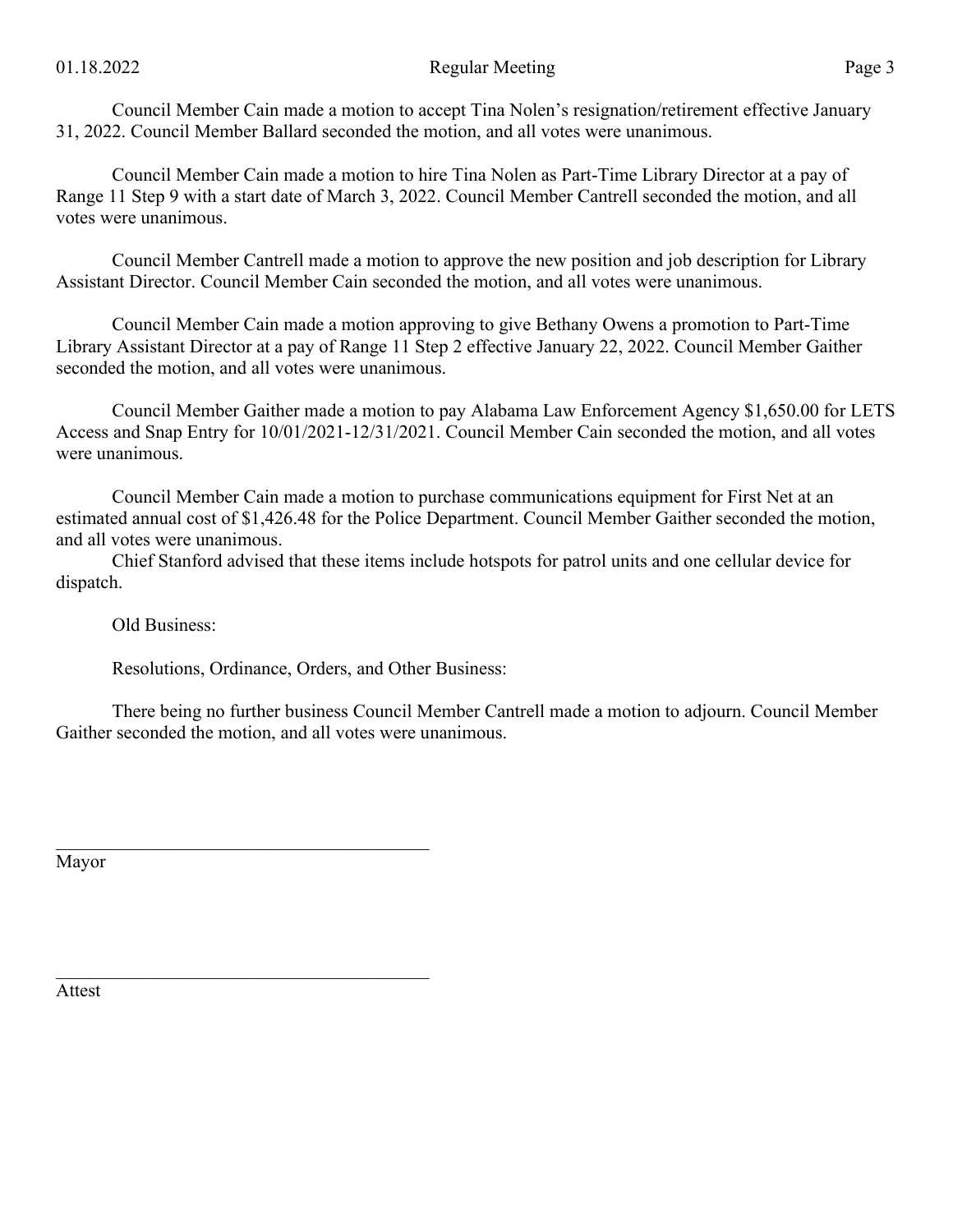Council Member Cain made a motion to accept Tina Nolen's resignation/retirement effective January 31, 2022. Council Member Ballard seconded the motion, and all votes were unanimous.

Council Member Cain made a motion to hire Tina Nolen as Part-Time Library Director at a pay of Range 11 Step 9 with a start date of March 3, 2022. Council Member Cantrell seconded the motion, and all votes were unanimous.

Council Member Cantrell made a motion to approve the new position and job description for Library Assistant Director. Council Member Cain seconded the motion, and all votes were unanimous.

Council Member Cain made a motion approving to give Bethany Owens a promotion to Part-Time Library Assistant Director at a pay of Range 11 Step 2 effective January 22, 2022. Council Member Gaither seconded the motion, and all votes were unanimous.

Council Member Gaither made a motion to pay Alabama Law Enforcement Agency $1,650.00 for LETS Access and Snap Entry for 10/01/2021-12/31/2021. Council Member Cain seconded the motion, and all votes were unanimous.

Council Member Cain made a motion to purchase communications equipment for First Net at an estimated annual cost of $1,426.48 for the Police Department. Council Member Gaither seconded the motion, and all votes were unanimous.

Chief Stanford advised that these items include hotspots for patrol units and one cellular device for dispatch.

Old Business:

Resolutions, Ordinance, Orders, and Other Business:

There being no further business Council Member Cantrell made a motion to adjourn. Council Member Gaither seconded the motion, and all votes were unanimous.

\_\_\_\_\_\_\_\_\_\_\_\_\_\_\_\_\_\_\_\_\_\_\_\_\_\_\_\_\_\_\_\_\_\_\_\_\_\_\_\_

Mayor

\_\_\_\_\_\_\_\_\_\_\_\_\_\_\_\_\_\_\_\_\_\_\_\_\_\_\_\_\_\_\_\_\_\_\_\_\_\_\_\_

Attest